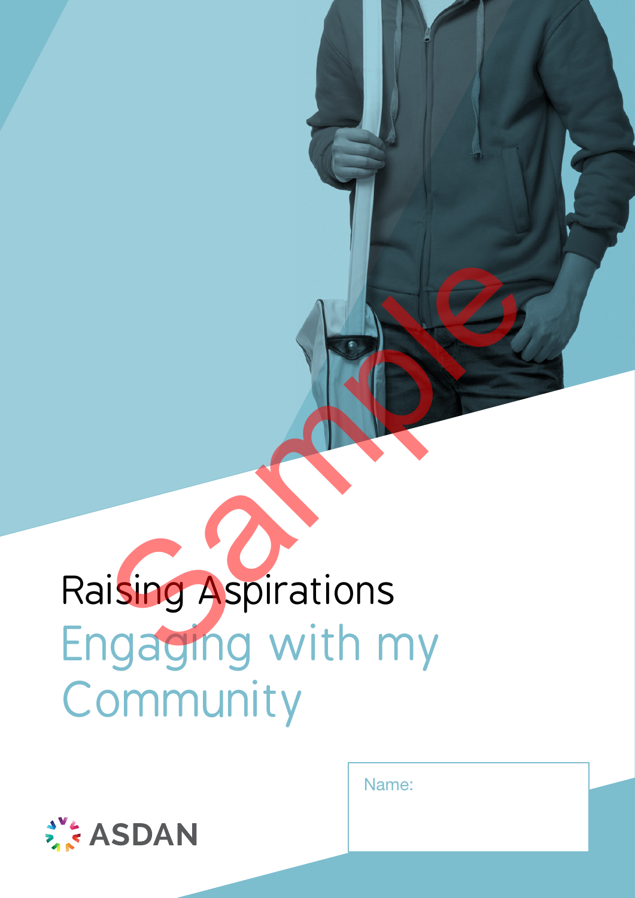# Raising Aspirations

## Engaging with my Community

Name:

ASDAN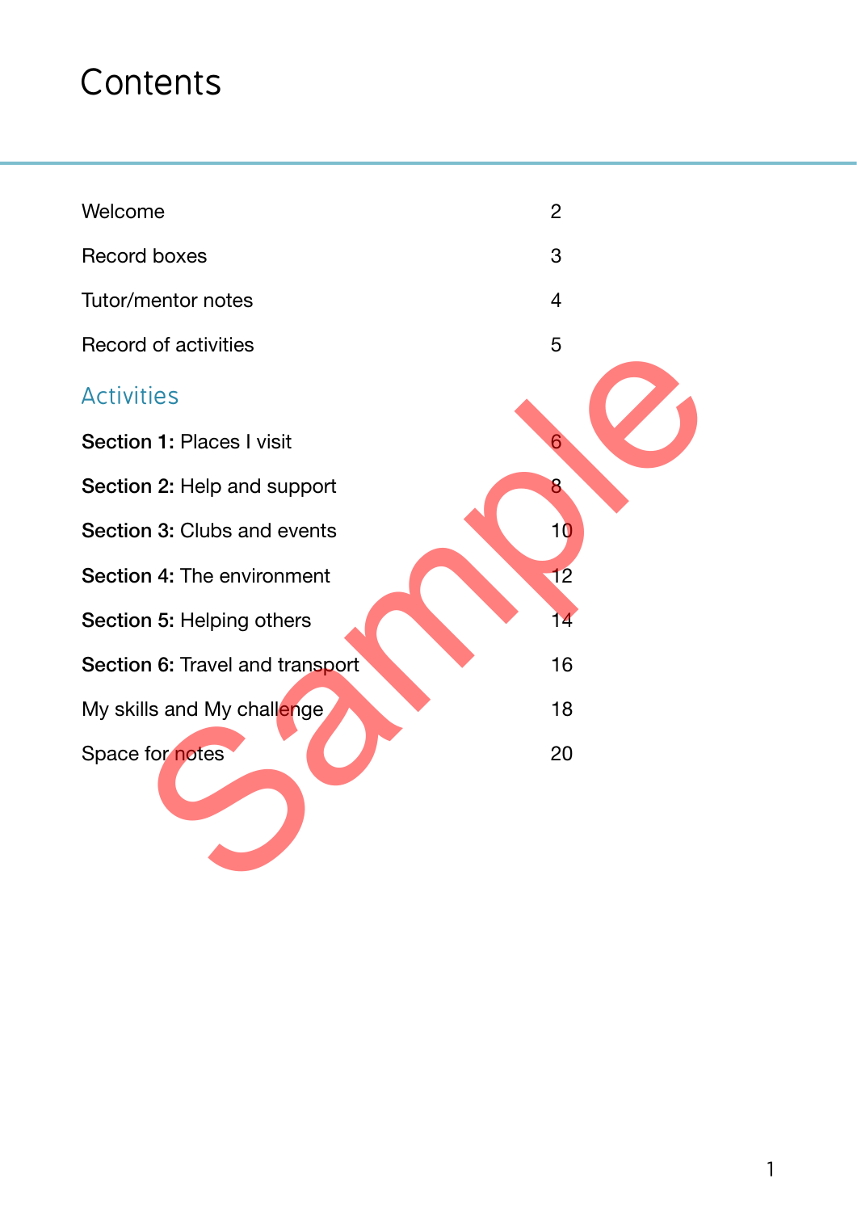# Contents

| | |
|---|---|
| Welcome | 2 |
| Record boxes | 3 |
| Tutor/mentor notes | 4 |
| Record of activities | 5 |

## Activities

| | |
|---|---|
| **Section 1:** Places I visit | 6 |
| **Section 2:** Help and support | 8 |
| **Section 3:** Clubs and events | 10 |
| **Section 4:** The environment | 12 |
| **Section 5:** Helping others | 14 |
| **Section 6:** Travel and transport | 16 |
| My skills and My challenge | 18 |
| Space for notes | 20 |

Sample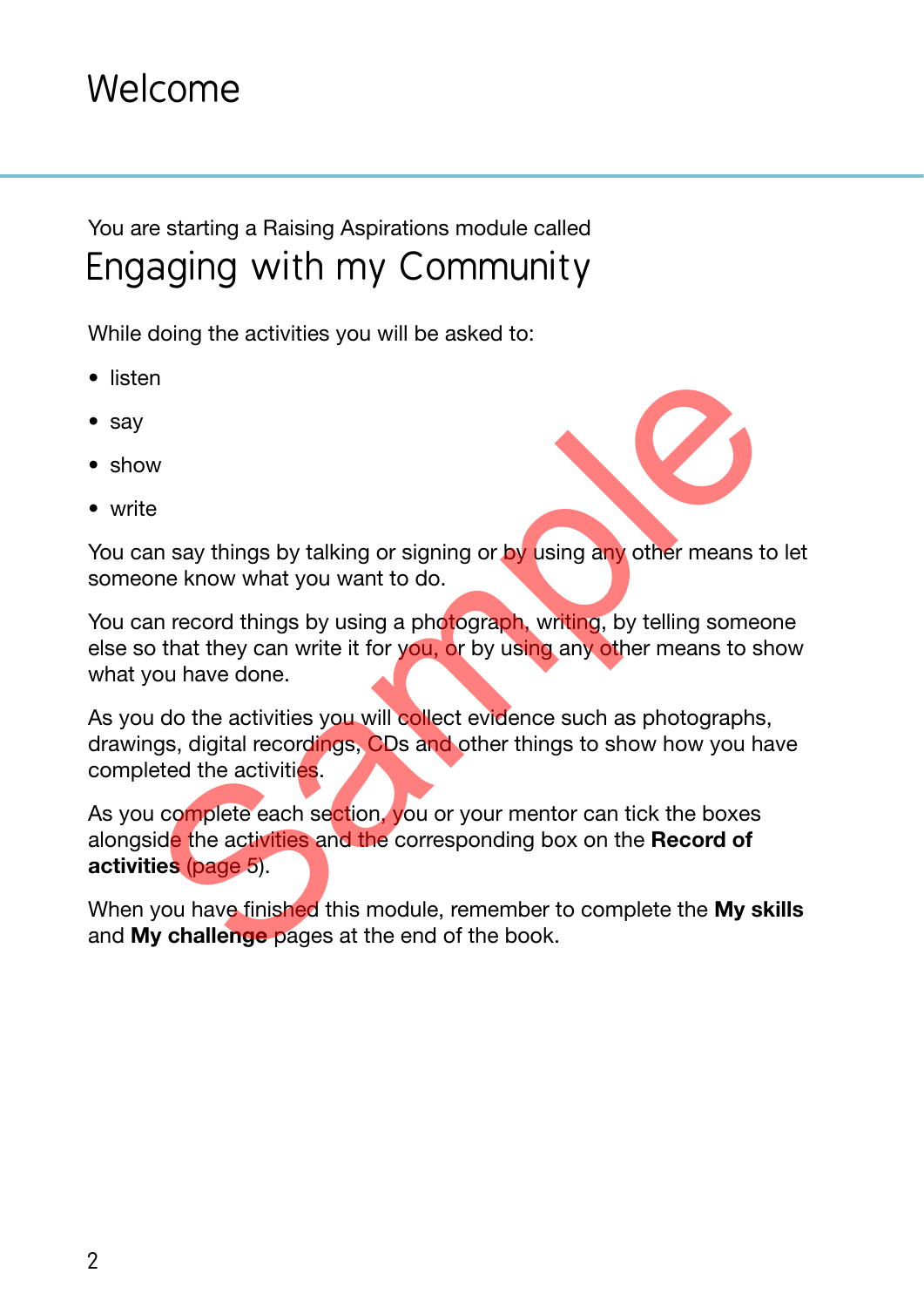# Welcome

You are starting a Raising Aspirations module called

## Engaging with my Community

While doing the activities you will be asked to:

- listen
- say
- show
- write

You can say things by talking or signing or by using any other means to let someone know what you want to do.

You can record things by using a photograph, writing, by telling someone else so that they can write it for you, or by using any other means to show what you have done.

As you do the activities you will collect evidence such as photographs, drawings, digital recordings, CDs and other things to show how you have completed the activities.

As you complete each section, you or your mentor can tick the boxes alongside the activities and the corresponding box on the **Record of activities** (page 5).

When you have finished this module, remember to complete the **My skills** and **My challenge** pages at the end of the book.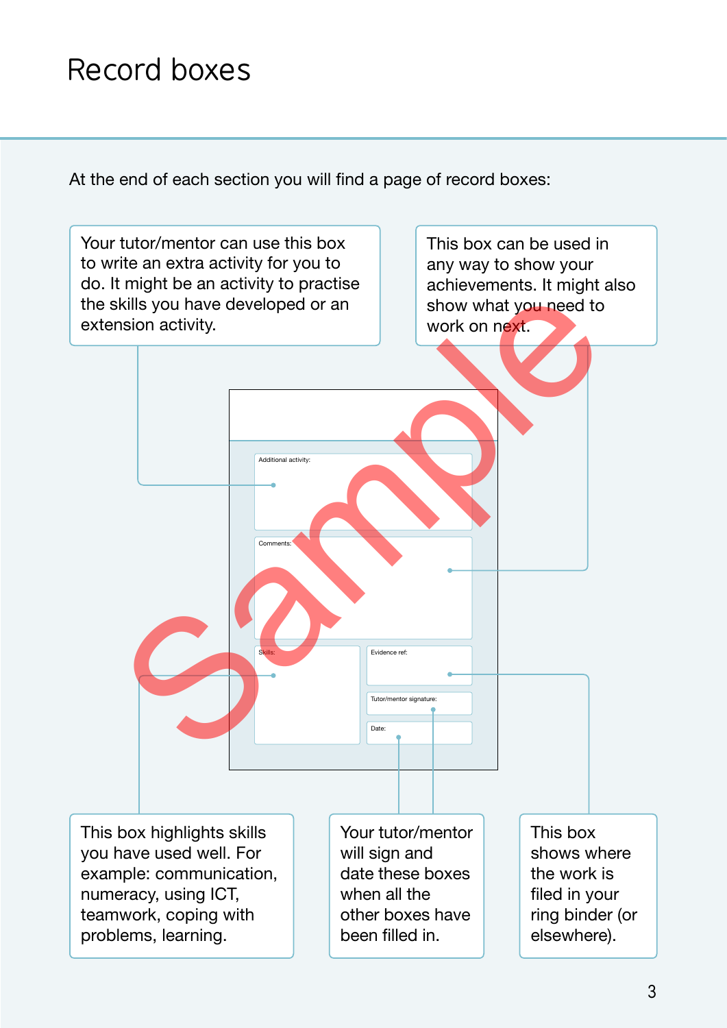# Record boxes

At the end of each section you will find a page of record boxes:

Your tutor/mentor can use this box to write an extra activity for you to do. It might be an activity to practise the skills you have developed or an extension activity.

This box can be used in any way to show your achievements. It might also show what you need to work on next.

Additional activity:

Comments:

Skills:

Evidence ref:

Tutor/mentor signature:

Date:

This box highlights skills you have used well. For example: communication, numeracy, using ICT, teamwork, coping with problems, learning.

Your tutor/mentor will sign and date these boxes when all the other boxes have been filled in.

This box shows where the work is filed in your ring binder (or elsewhere).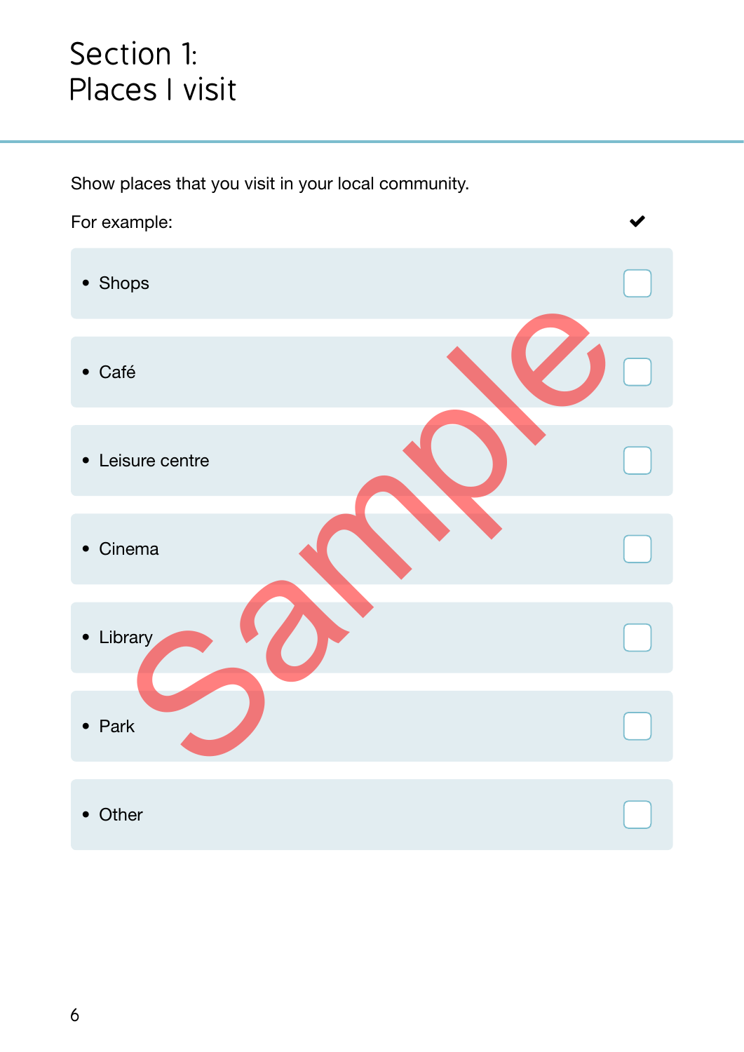# Section 1: Places I visit

Show places that you visit in your local community.

For example:

| | ✔ |
|---|---|
| • Shops | ☐ |
| • Café | ☐ |
| • Leisure centre | ☐ |
| • Cinema | ☐ |
| • Library | ☐ |
| • Park | ☐ |
| • Other | ☐ |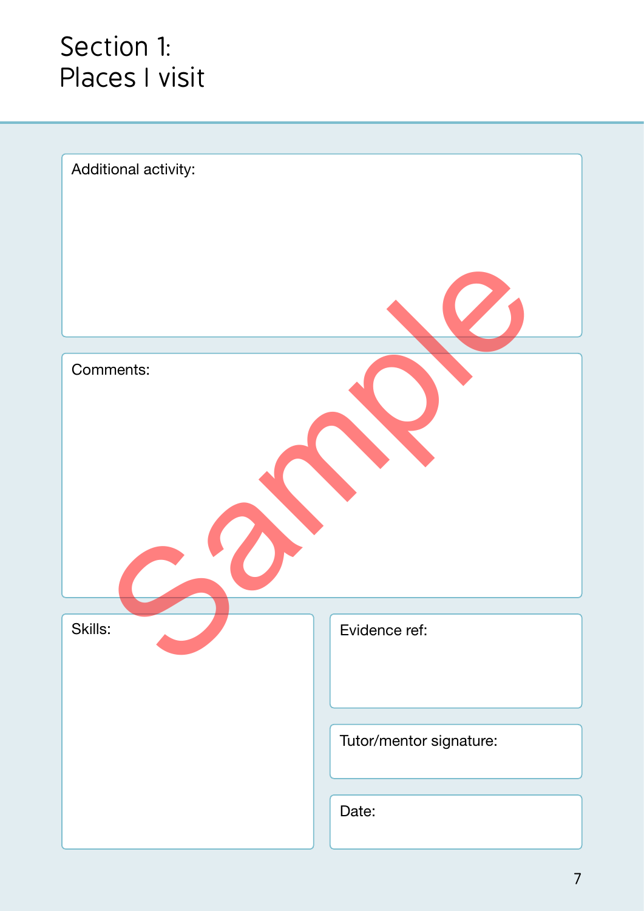# Section 1:
# Places I visit

Additional activity:

Comments:

Skills:

Evidence ref:

Tutor/mentor signature:

Date:

Sample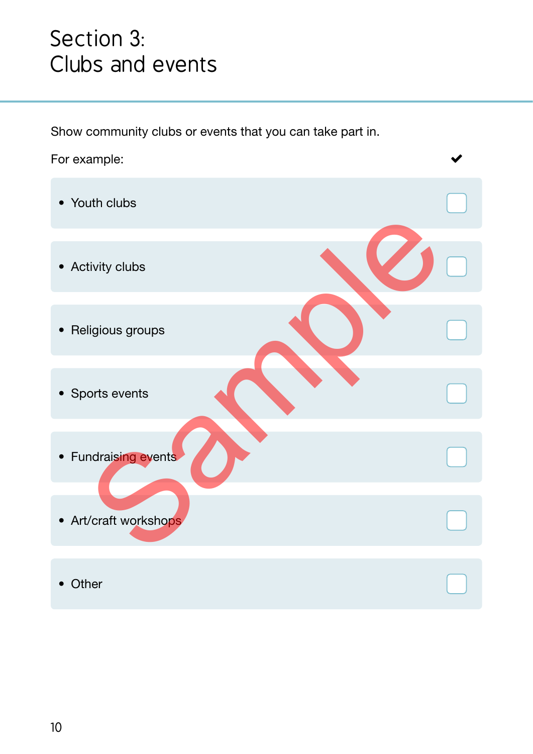# Section 3: Clubs and events

Show community clubs or events that you can take part in.

For example: ✔

- Youth clubs ☐
- Activity clubs ☐
- Religious groups ☐
- Sports events ☐
- Fundraising events ☐
- Art/craft workshops ☐
- Other ☐

Sample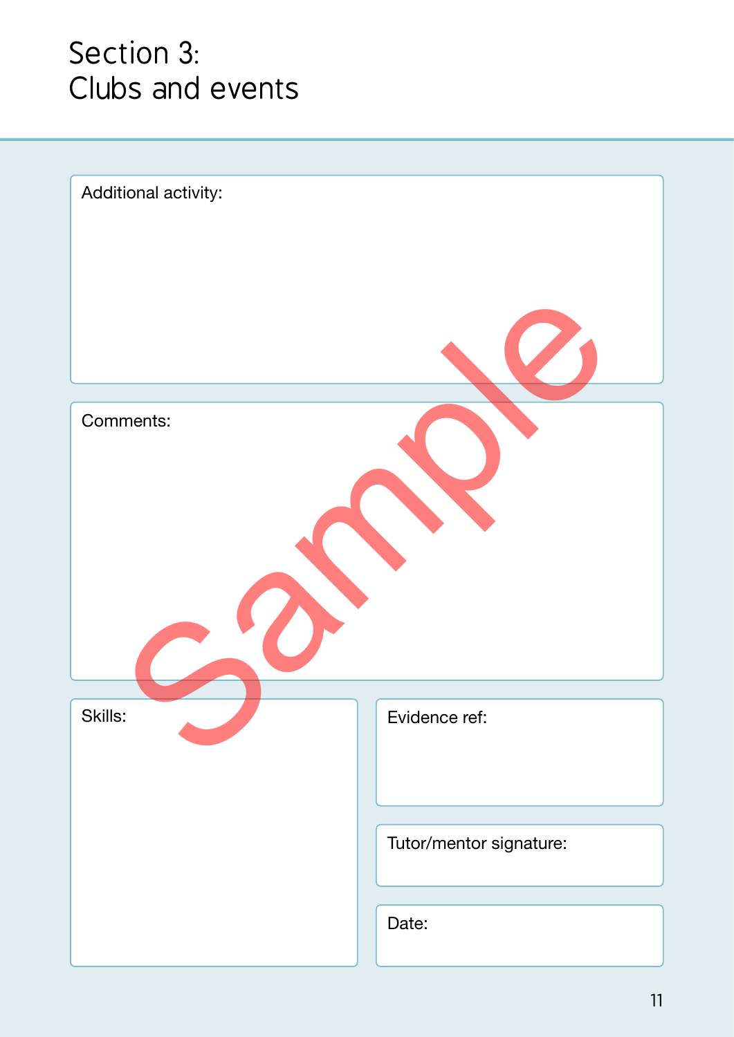# Section 3:
# Clubs and events

Additional activity:

Comments:

Skills:

Evidence ref:

Tutor/mentor signature:

Date:

Sample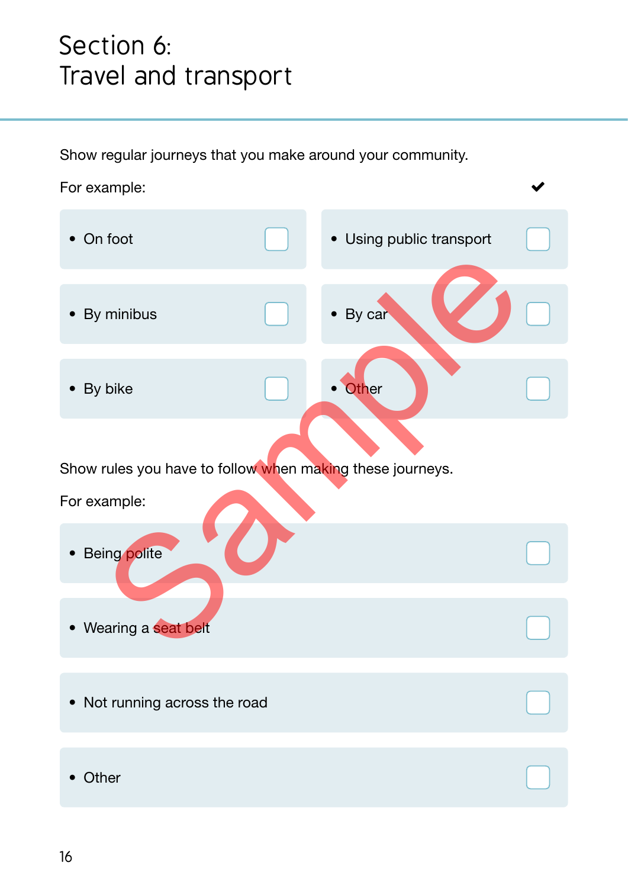# Section 6: Travel and transport

Show regular journeys that you make around your community.

For example: ✔

- On foot ☐
- Using public transport ☐
- By minibus ☐
- By car ☐
- By bike ☐
- Other ☐

Show rules you have to follow when making these journeys.

For example:

- Being polite ☐
- Wearing a seat belt ☐
- Not running across the road ☐
- Other ☐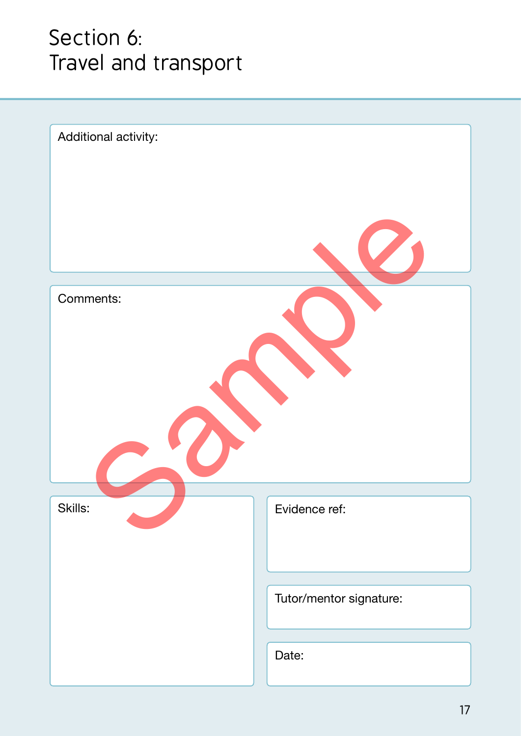# Section 6: Travel and transport

Sample

Additional activity:

Comments:

Skills:

Evidence ref:

Tutor/mentor signature:

Date: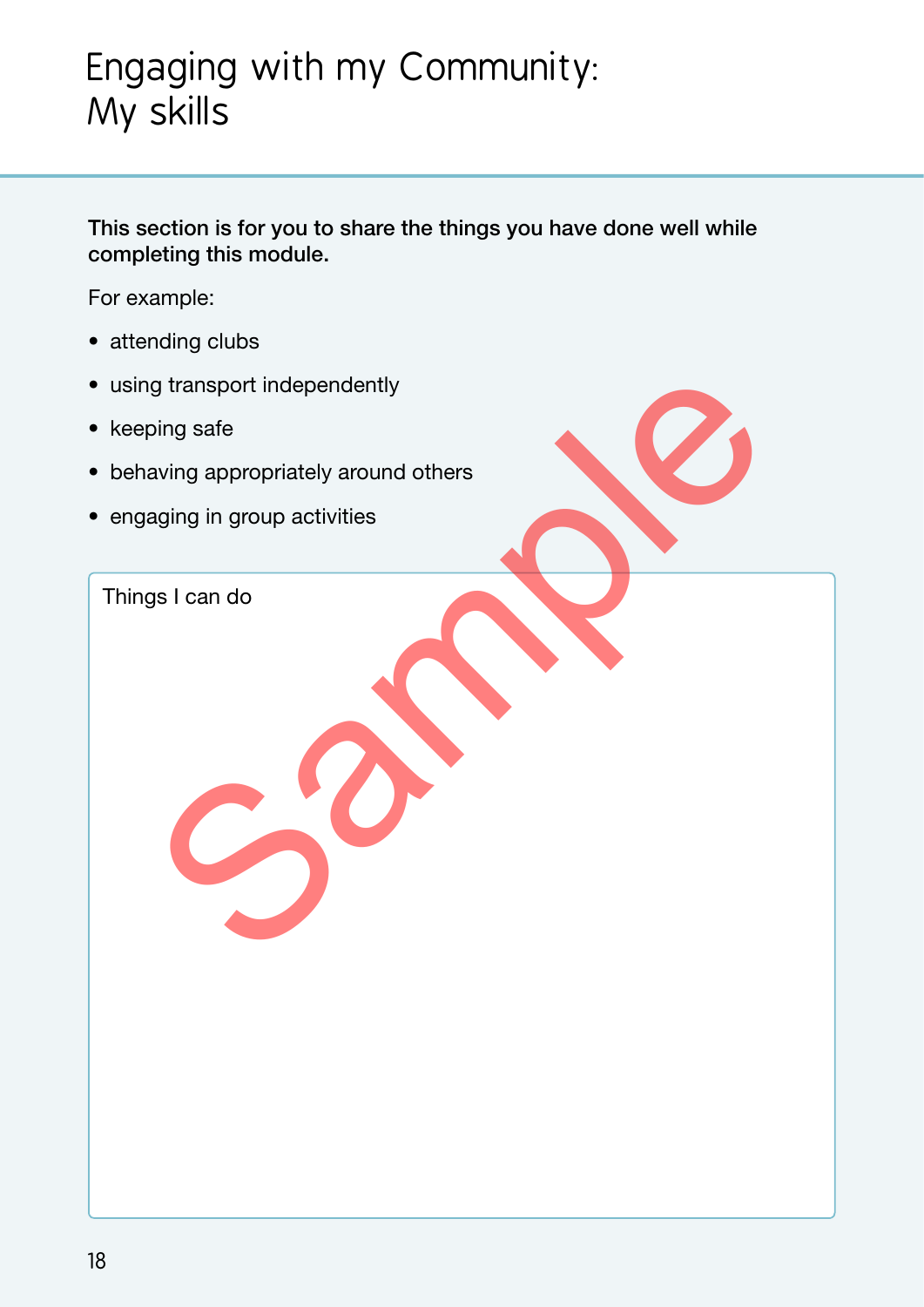# Engaging with my Community: My skills

**This section is for you to share the things you have done well while completing this module.**

For example:

- attending clubs
- using transport independently
- keeping safe
- behaving appropriately around others
- engaging in group activities

Things I can do

Sample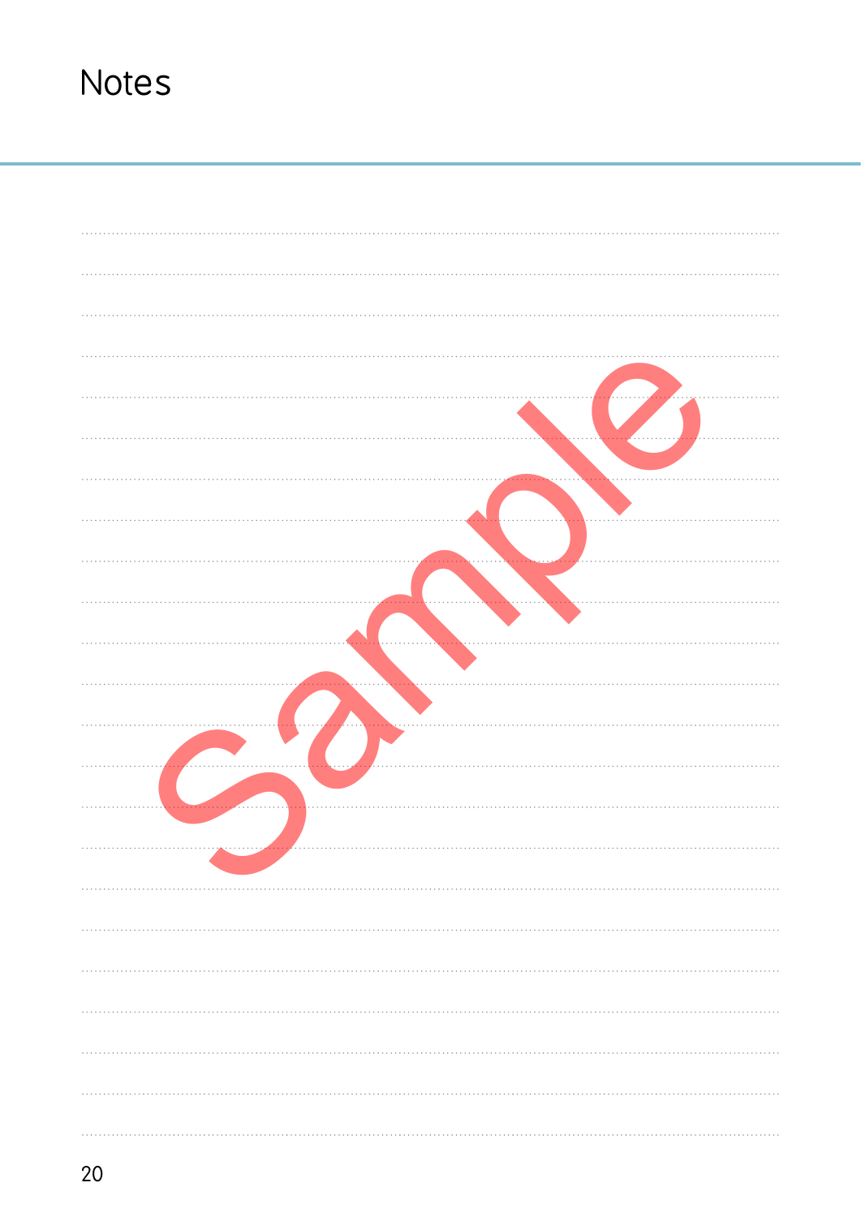# Notes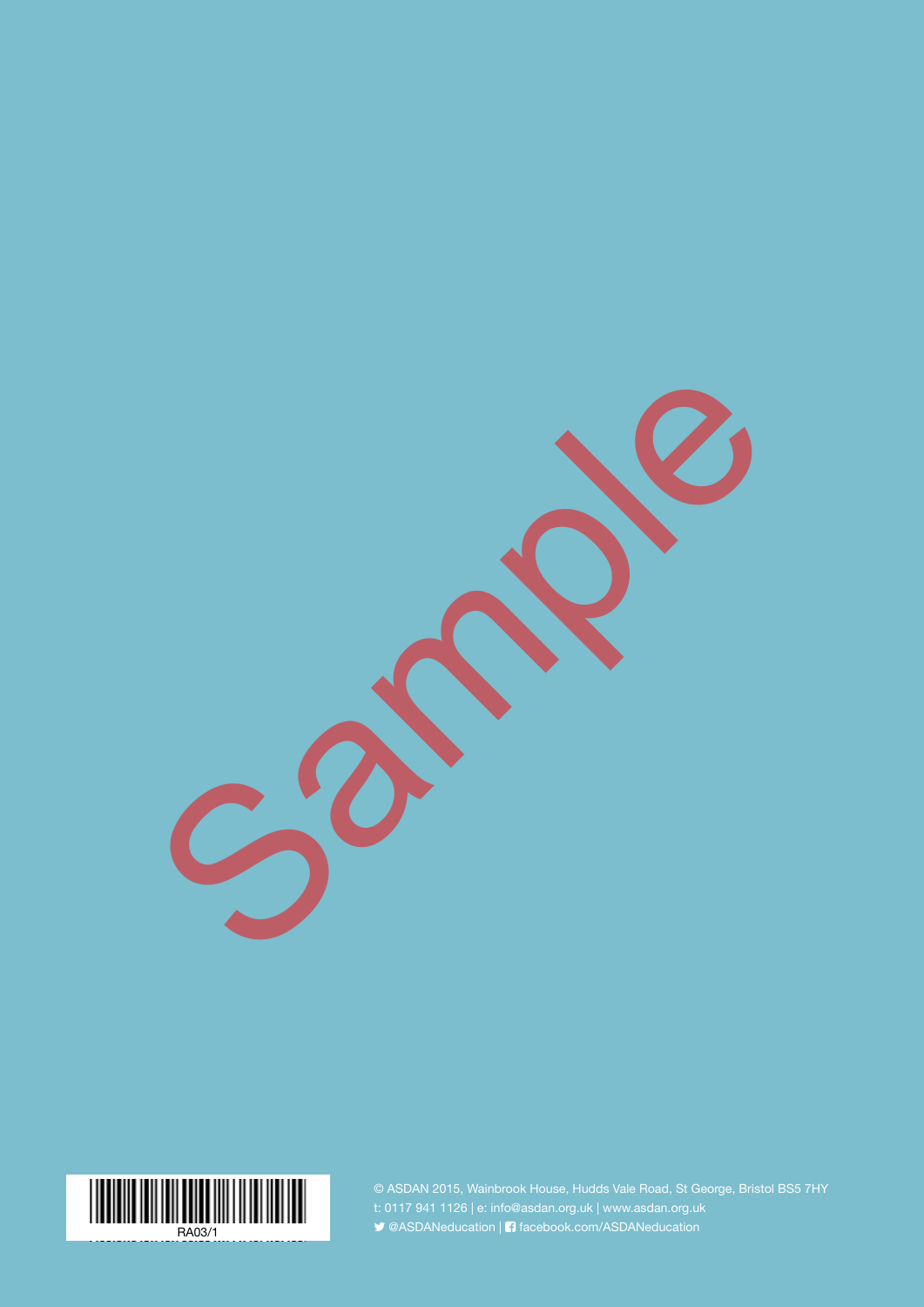Sample

RA03/1

© ASDAN 2015, Wainbrook House, Hudds Vale Road, St George, Bristol BS5 7HY
t: 0117 941 1126 | e: info@asdan.org.uk | www.asdan.org.uk
@ASDANeducation | facebook.com/ASDANeducation